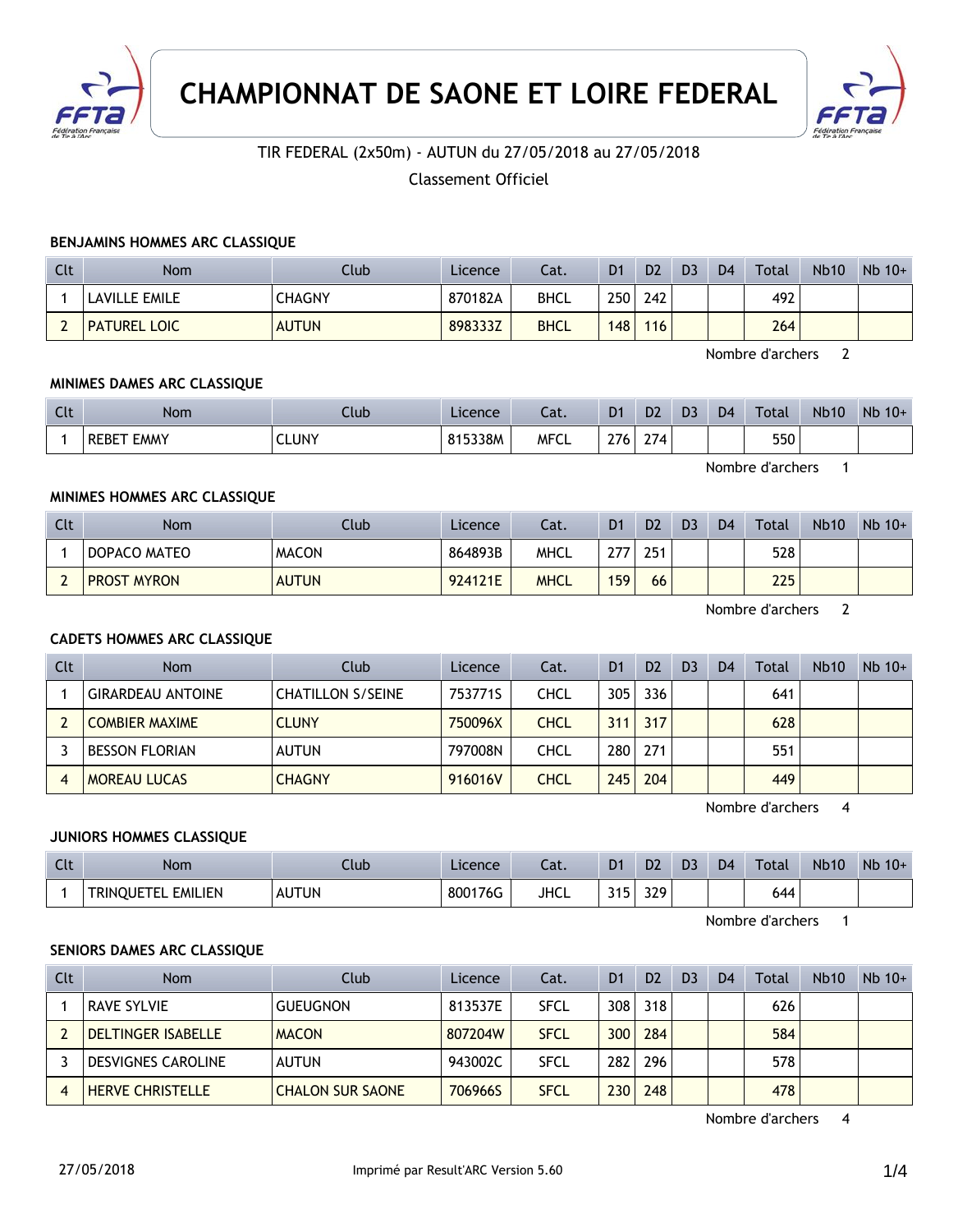# CHAMPIONNAT DE SAONE ET LOIRE FEDERAL

TIR FEDERAL (2x50m) - AUTUN du 27/05/2018 au 27/05/2018

Classement Officiel

### BENJAMINS HOMMES ARC CLASSIQUE

| Clt | Nom | Club | Licence | Cat. | D1 | D2 | D3 | D4 | Total | Nb10 | Nb 10+ |
|---|---|---|---|---|---|---|---|---|---|---|---|
| 1 | LAVILLE EMILE | CHAGNY | 870182A | BHCL | 250 | 242 | | | 492 | | |
| 2 | PATUREL LOIC | AUTUN | 898333Z | BHCL | 148 | 116 | | | 264 | | |

Nombre d'archers 2

### MINIMES DAMES ARC CLASSIQUE

| Clt | Nom | Club | Licence | Cat. | D1 | D2 | D3 | D4 | Total | Nb10 | Nb 10+ |
|---|---|---|---|---|---|---|---|---|---|---|---|
| 1 | REBET EMMY | CLUNY | 815338M | MFCL | 276 | 274 | | | 550 | | |

Nombre d'archers 1

### MINIMES HOMMES ARC CLASSIQUE

| Clt | Nom | Club | Licence | Cat. | D1 | D2 | D3 | D4 | Total | Nb10 | Nb 10+ |
|---|---|---|---|---|---|---|---|---|---|---|---|
| 1 | DOPACO MATEO | MACON | 864893B | MHCL | 277 | 251 | | | 528 | | |
| 2 | PROST MYRON | AUTUN | 924121E | MHCL | 159 | 66 | | | 225 | | |

Nombre d'archers 2

### CADETS HOMMES ARC CLASSIQUE

| Clt | Nom | Club | Licence | Cat. | D1 | D2 | D3 | D4 | Total | Nb10 | Nb 10+ |
|---|---|---|---|---|---|---|---|---|---|---|---|
| 1 | GIRARDEAU ANTOINE | CHATILLON S/SEINE | 753771S | CHCL | 305 | 336 | | | 641 | | |
| 2 | COMBIER MAXIME | CLUNY | 750096X | CHCL | 311 | 317 | | | 628 | | |
| 3 | BESSON FLORIAN | AUTUN | 797008N | CHCL | 280 | 271 | | | 551 | | |
| 4 | MOREAU LUCAS | CHAGNY | 916016V | CHCL | 245 | 204 | | | 449 | | |

Nombre d'archers 4

### JUNIORS HOMMES CLASSIQUE

| Clt | Nom | Club | Licence | Cat. | D1 | D2 | D3 | D4 | Total | Nb10 | Nb 10+ |
|---|---|---|---|---|---|---|---|---|---|---|---|
| 1 | TRINQUETEL EMILIEN | AUTUN | 800176G | JHCL | 315 | 329 | | | 644 | | |

Nombre d'archers 1

### SENIORS DAMES ARC CLASSIQUE

| Clt | Nom | Club | Licence | Cat. | D1 | D2 | D3 | D4 | Total | Nb10 | Nb 10+ |
|---|---|---|---|---|---|---|---|---|---|---|---|
| 1 | RAVE SYLVIE | GUEUGNON | 813537E | SFCL | 308 | 318 | | | 626 | | |
| 2 | DELTINGER ISABELLE | MACON | 807204W | SFCL | 300 | 284 | | | 584 | | |
| 3 | DESVIGNES CAROLINE | AUTUN | 943002C | SFCL | 282 | 296 | | | 578 | | |
| 4 | HERVE CHRISTELLE | CHALON SUR SAONE | 706966S | SFCL | 230 | 248 | | | 478 | | |

Nombre d'archers 4

27/05/2018 Imprimé par Result'ARC Version 5.60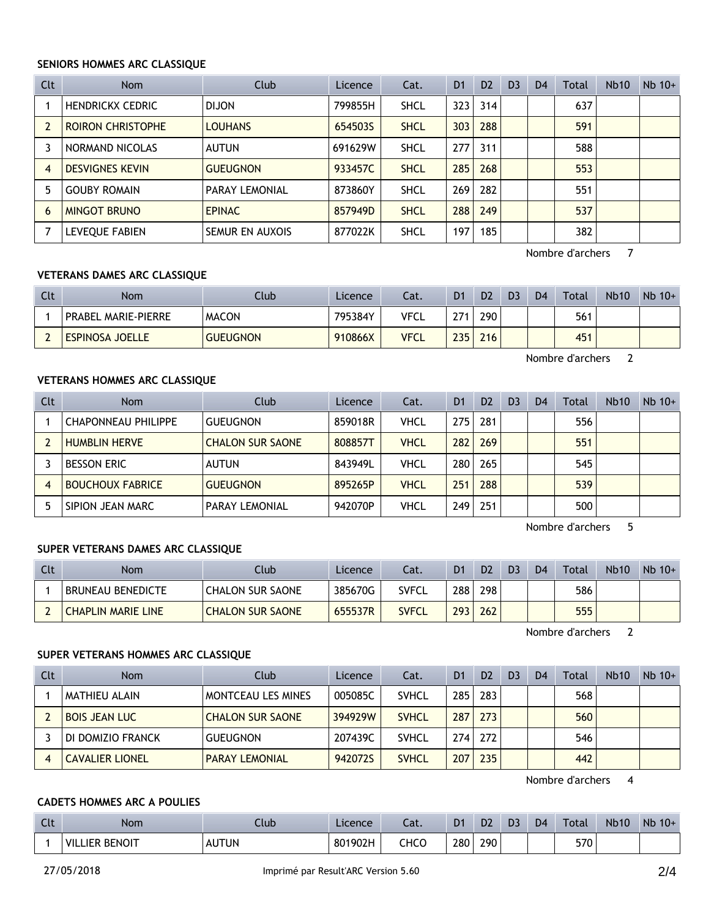### SENIORS HOMMES ARC CLASSIQUE

| Clt | Nom | Club | Licence | Cat. | D1 | D2 | D3 | D4 | Total | Nb10 | Nb 10+ |
|---|---|---|---|---|---|---|---|---|---|---|---|
| 1 | HENDRICKX CEDRIC | DIJON | 799855H | SHCL | 323 | 314 | | | 637 | | |
| 2 | ROIRON CHRISTOPHE | LOUHANS | 654503S | SHCL | 303 | 288 | | | 591 | | |
| 3 | NORMAND NICOLAS | AUTUN | 691629W | SHCL | 277 | 311 | | | 588 | | |
| 4 | DESVIGNES KEVIN | GUEUGNON | 933457C | SHCL | 285 | 268 | | | 553 | | |
| 5 | GOUBY ROMAIN | PARAY LEMONIAL | 873860Y | SHCL | 269 | 282 | | | 551 | | |
| 6 | MINGOT BRUNO | EPINAC | 857949D | SHCL | 288 | 249 | | | 537 | | |
| 7 | LEVEQUE FABIEN | SEMUR EN AUXOIS | 877022K | SHCL | 197 | 185 | | | 382 | | |

Nombre d'archers 7

### VETERANS DAMES ARC CLASSIQUE

| Clt | Nom | Club | Licence | Cat. | D1 | D2 | D3 | D4 | Total | Nb10 | Nb 10+ |
|---|---|---|---|---|---|---|---|---|---|---|---|
| 1 | PRABEL MARIE-PIERRE | MACON | 795384Y | VFCL | 271 | 290 | | | 561 | | |
| 2 | ESPINOSA JOELLE | GUEUGNON | 910866X | VFCL | 235 | 216 | | | 451 | | |

Nombre d'archers 2

### VETERANS HOMMES ARC CLASSIQUE

| Clt | Nom | Club | Licence | Cat. | D1 | D2 | D3 | D4 | Total | Nb10 | Nb 10+ |
|---|---|---|---|---|---|---|---|---|---|---|---|
| 1 | CHAPONNEAU PHILIPPE | GUEUGNON | 859018R | VHCL | 275 | 281 | | | 556 | | |
| 2 | HUMBLIN HERVE | CHALON SUR SAONE | 808857T | VHCL | 282 | 269 | | | 551 | | |
| 3 | BESSON ERIC | AUTUN | 843949L | VHCL | 280 | 265 | | | 545 | | |
| 4 | BOUCHOUX FABRICE | GUEUGNON | 895265P | VHCL | 251 | 288 | | | 539 | | |
| 5 | SIPION JEAN MARC | PARAY LEMONIAL | 942070P | VHCL | 249 | 251 | | | 500 | | |

Nombre d'archers 5

### SUPER VETERANS DAMES ARC CLASSIQUE

| Clt | Nom | Club | Licence | Cat. | D1 | D2 | D3 | D4 | Total | Nb10 | Nb 10+ |
|---|---|---|---|---|---|---|---|---|---|---|---|
| 1 | BRUNEAU BENEDICTE | CHALON SUR SAONE | 385670G | SVFCL | 288 | 298 | | | 586 | | |
| 2 | CHAPLIN MARIE LINE | CHALON SUR SAONE | 655537R | SVFCL | 293 | 262 | | | 555 | | |

Nombre d'archers 2

### SUPER VETERANS HOMMES ARC CLASSIQUE

| Clt | Nom | Club | Licence | Cat. | D1 | D2 | D3 | D4 | Total | Nb10 | Nb 10+ |
|---|---|---|---|---|---|---|---|---|---|---|---|
| 1 | MATHIEU ALAIN | MONTCEAU LES MINES | 005085C | SVHCL | 285 | 283 | | | 568 | | |
| 2 | BOIS JEAN LUC | CHALON SUR SAONE | 394929W | SVHCL | 287 | 273 | | | 560 | | |
| 3 | DI DOMIZIO FRANCK | GUEUGNON | 207439C | SVHCL | 274 | 272 | | | 546 | | |
| 4 | CAVALIER LIONEL | PARAY LEMONIAL | 942072S | SVHCL | 207 | 235 | | | 442 | | |

Nombre d'archers 4

### CADETS HOMMES ARC A POULIES

| Clt | Nom | Club | Licence | Cat. | D1 | D2 | D3 | D4 | Total | Nb10 | Nb 10+ |
|---|---|---|---|---|---|---|---|---|---|---|---|
| 1 | VILLIER BENOIT | AUTUN | 801902H | CHCO | 280 | 290 | | | 570 | | |

27/05/2018 Imprimé par Result'ARC Version 5.60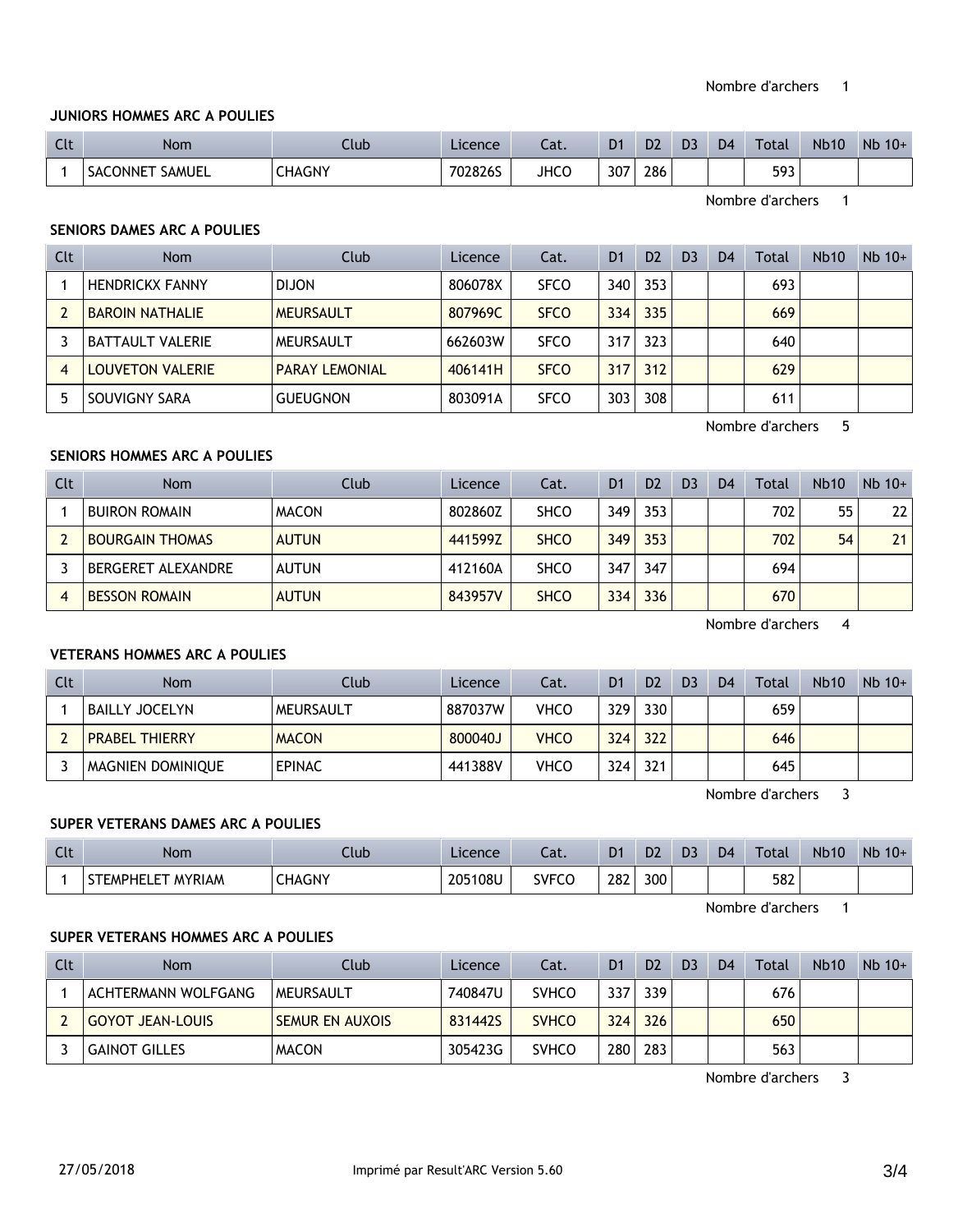Nombre d'archers 1

### JUNIORS HOMMES ARC A POULIES

| Clt | Nom | Club | Licence | Cat. | D1 | D2 | D3 | D4 | Total | Nb10 | Nb 10+ |
|---|---|---|---|---|---|---|---|---|---|---|---|
| 1 | SACONNET SAMUEL | CHAGNY | 702826S | JHCO | 307 | 286 | | | 593 | | |

Nombre d'archers 1

### SENIORS DAMES ARC A POULIES

| Clt | Nom | Club | Licence | Cat. | D1 | D2 | D3 | D4 | Total | Nb10 | Nb 10+ |
|---|---|---|---|---|---|---|---|---|---|---|---|
| 1 | HENDRICKX FANNY | DIJON | 806078X | SFCO | 340 | 353 | | | 693 | | |
| 2 | BAROIN NATHALIE | MEURSAULT | 807969C | SFCO | 334 | 335 | | | 669 | | |
| 3 | BATTAULT VALERIE | MEURSAULT | 662603W | SFCO | 317 | 323 | | | 640 | | |
| 4 | LOUVETON VALERIE | PARAY LEMONIAL | 406141H | SFCO | 317 | 312 | | | 629 | | |
| 5 | SOUVIGNY SARA | GUEUGNON | 803091A | SFCO | 303 | 308 | | | 611 | | |

Nombre d'archers 5

### SENIORS HOMMES ARC A POULIES

| Clt | Nom | Club | Licence | Cat. | D1 | D2 | D3 | D4 | Total | Nb10 | Nb 10+ |
|---|---|---|---|---|---|---|---|---|---|---|---|
| 1 | BUIRON ROMAIN | MACON | 802860Z | SHCO | 349 | 353 | | | 702 | 55 | 22 |
| 2 | BOURGAIN THOMAS | AUTUN | 441599Z | SHCO | 349 | 353 | | | 702 | 54 | 21 |
| 3 | BERGERET ALEXANDRE | AUTUN | 412160A | SHCO | 347 | 347 | | | 694 | | |
| 4 | BESSON ROMAIN | AUTUN | 843957V | SHCO | 334 | 336 | | | 670 | | |

Nombre d'archers 4

### VETERANS HOMMES ARC A POULIES

| Clt | Nom | Club | Licence | Cat. | D1 | D2 | D3 | D4 | Total | Nb10 | Nb 10+ |
|---|---|---|---|---|---|---|---|---|---|---|---|
| 1 | BAILLY JOCELYN | MEURSAULT | 887037W | VHCO | 329 | 330 | | | 659 | | |
| 2 | PRABEL THIERRY | MACON | 800040J | VHCO | 324 | 322 | | | 646 | | |
| 3 | MAGNIEN DOMINIQUE | EPINAC | 441388V | VHCO | 324 | 321 | | | 645 | | |

Nombre d'archers 3

### SUPER VETERANS DAMES ARC A POULIES

| Clt | Nom | Club | Licence | Cat. | D1 | D2 | D3 | D4 | Total | Nb10 | Nb 10+ |
|---|---|---|---|---|---|---|---|---|---|---|---|
| 1 | STEMPHELET MYRIAM | CHAGNY | 205108U | SVFCO | 282 | 300 | | | 582 | | |

Nombre d'archers 1

### SUPER VETERANS HOMMES ARC A POULIES

| Clt | Nom | Club | Licence | Cat. | D1 | D2 | D3 | D4 | Total | Nb10 | Nb 10+ |
|---|---|---|---|---|---|---|---|---|---|---|---|
| 1 | ACHTERMANN WOLFGANG | MEURSAULT | 740847U | SVHCO | 337 | 339 | | | 676 | | |
| 2 | GOYOT JEAN-LOUIS | SEMUR EN AUXOIS | 831442S | SVHCO | 324 | 326 | | | 650 | | |
| 3 | GAINOT GILLES | MACON | 305423G | SVHCO | 280 | 283 | | | 563 | | |

Nombre d'archers 3

27/05/2018 Imprimé par Result'ARC Version 5.60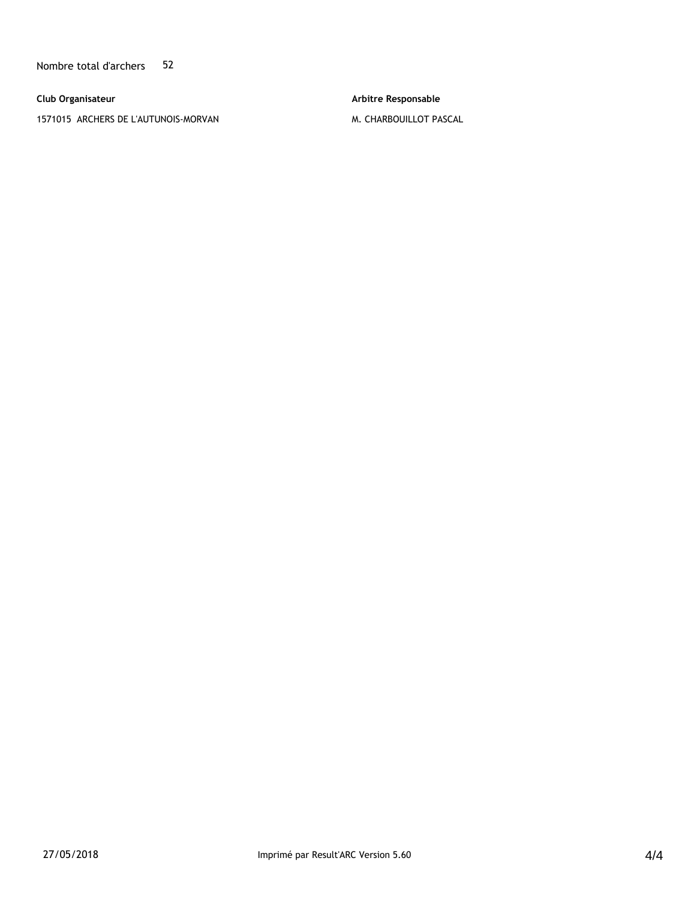Nombre total d'archers 52

**Club Organisateur**

1571015 ARCHERS DE L'AUTUNOIS-MORVAN

**Arbitre Responsable**

M. CHARBOUILLOT PASCAL